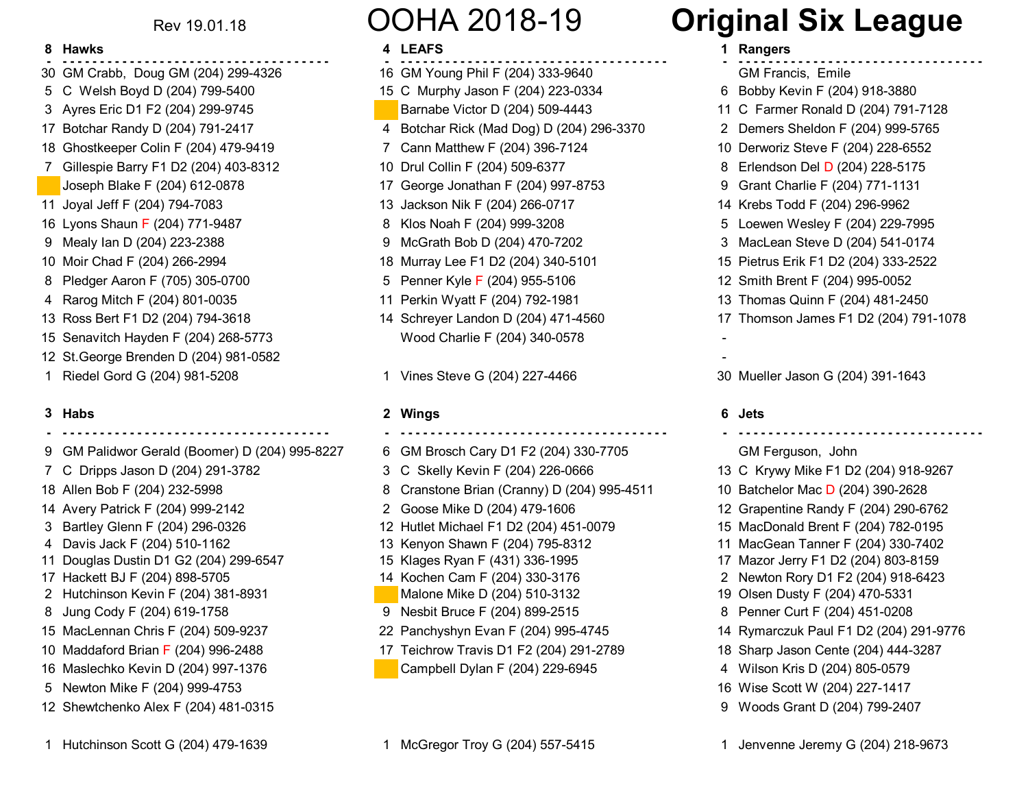Rev 19.01.18

# OOHA 2018-19 Original Six League

## 8 Hawks

| # | Player |
| --- | --- |
| 30 | GM Crabb, Doug GM (204) 299-4326 |
| 5 | C Welsh Boyd D (204) 799-5400 |
| 3 | Ayres Eric D1 F2 (204) 299-9745 |
| 17 | Botchar Randy D (204) 791-2417 |
| 18 | Ghostkeeper Colin F (204) 479-9419 |
| 7 | Gillespie Barry F1 D2 (204) 403-8312 |
| | Joseph Blake F (204) 612-0878 |
| 11 | Joyal Jeff F (204) 794-7083 |
| 16 | Lyons Shaun F (204) 771-9487 |
| 9 | Mealy Ian D (204) 223-2388 |
| 10 | Moir Chad F (204) 266-2994 |
| 8 | Pledger Aaron F (705) 305-0700 |
| 4 | Rarog Mitch F (204) 801-0035 |
| 13 | Ross Bert F1 D2 (204) 794-3618 |
| 15 | Senavitch Hayden F (204) 268-5773 |
| 12 | St.George Brenden D (204) 981-0582 |
| 1 | Riedel Gord G (204) 981-5208 |

## 4 LEAFS

| # | Player |
| --- | --- |
| 16 | GM Young Phil F (204) 333-9640 |
| 15 | C Murphy Jason F (204) 223-0334 |
| | Barnabe Victor D (204) 509-4443 |
| 4 | Botchar Rick (Mad Dog) D (204) 296-3370 |
| 7 | Cann Matthew F (204) 396-7124 |
| 10 | Drul Collin F (204) 509-6377 |
| 17 | George Jonathan F (204) 997-8753 |
| 13 | Jackson Nik F (204) 266-0717 |
| 8 | Klos Noah F (204) 999-3208 |
| 9 | McGrath Bob D (204) 470-7202 |
| 18 | Murray Lee F1 D2 (204) 340-5101 |
| 5 | Penner Kyle F (204) 955-5106 |
| 11 | Perkin Wyatt F (204) 792-1981 |
| 14 | Schreyer Landon D (204) 471-4560 |
| | Wood Charlie F (204) 340-0578 |
| 1 | Vines Steve G (204) 227-4466 |

## 1 Rangers

| # | Player |
| --- | --- |
| | GM Francis, Emile |
| 6 | Bobby Kevin F (204) 918-3880 |
| 11 | C Farmer Ronald D (204) 791-7128 |
| 2 | Demers Sheldon F (204) 999-5765 |
| 10 | Derworiz Steve F (204) 228-6552 |
| 8 | Erlendson Del D (204) 228-5175 |
| 9 | Grant Charlie F (204) 771-1131 |
| 14 | Krebs Todd F (204) 296-9962 |
| 5 | Loewen Wesley F (204) 229-7995 |
| 3 | MacLean Steve D (204) 541-0174 |
| 15 | Pietrus Erik F1 D2 (204) 333-2522 |
| 12 | Smith Brent F (204) 995-0052 |
| 13 | Thomas Quinn F (204) 481-2450 |
| 17 | Thomson James F1 D2 (204) 791-1078 |
| - | |
| - | |
| 30 | Mueller Jason G (204) 391-1643 |

## 3 Habs

| # | Player |
| --- | --- |
| 9 | GM Palidwor Gerald (Boomer) D (204) 995-8227 |
| 7 | C Dripps Jason D (204) 291-3782 |
| 18 | Allen Bob F (204) 232-5998 |
| 14 | Avery Patrick F (204) 999-2142 |
| 3 | Bartley Glenn F (204) 296-0326 |
| 4 | Davis Jack F (204) 510-1162 |
| 11 | Douglas Dustin D1 G2 (204) 299-6547 |
| 17 | Hackett BJ F (204) 898-5705 |
| 2 | Hutchinson Kevin F (204) 381-8931 |
| 8 | Jung Cody F (204) 619-1758 |
| 15 | MacLennan Chris F (204) 509-9237 |
| 10 | Maddaford Brian F (204) 996-2488 |
| 16 | Maslechko Kevin D (204) 997-1376 |
| 5 | Newton Mike F (204) 999-4753 |
| 12 | Shewtchenko Alex F (204) 481-0315 |
| 1 | Hutchinson Scott G (204) 479-1639 |

## 2 Wings

| # | Player |
| --- | --- |
| 6 | GM Brosch Cary D1 F2 (204) 330-7705 |
| 3 | C Skelly Kevin F (204) 226-0666 |
| 8 | Cranstone Brian (Cranny) D (204) 995-4511 |
| 2 | Goose Mike D (204) 479-1606 |
| 12 | Hutlet Michael F1 D2 (204) 451-0079 |
| 13 | Kenyon Shawn F (204) 795-8312 |
| 15 | Klages Ryan F (431) 336-1995 |
| 14 | Kochen Cam F (204) 330-3176 |
| | Malone Mike D (204) 510-3132 |
| 9 | Nesbit Bruce F (204) 899-2515 |
| 22 | Panchyshyn Evan F (204) 995-4745 |
| 17 | Teichrow Travis D1 F2 (204) 291-2789 |
| | Campbell Dylan F (204) 229-6945 |
| 1 | McGregor Troy G (204) 557-5415 |

## 6 Jets

| # | Player |
| --- | --- |
| | GM Ferguson, John |
| 13 | C Krywy Mike F1 D2 (204) 918-9267 |
| 10 | Batchelor Mac D (204) 390-2628 |
| 12 | Grapentine Randy F (204) 290-6762 |
| 15 | MacDonald Brent F (204) 782-0195 |
| 11 | MacGean Tanner F (204) 330-7402 |
| 17 | Mazor Jerry F1 D2 (204) 803-8159 |
| 2 | Newton Rory D1 F2 (204) 918-6423 |
| 19 | Olsen Dusty F (204) 470-5331 |
| 8 | Penner Curt F (204) 451-0208 |
| 14 | Rymarczuk Paul F1 D2 (204) 291-9776 |
| 18 | Sharp Jason Cente (204) 444-3287 |
| 4 | Wilson Kris D (204) 805-0579 |
| 16 | Wise Scott W (204) 227-1417 |
| 9 | Woods Grant D (204) 799-2407 |
| 1 | Jenvenne Jeremy G (204) 218-9673 |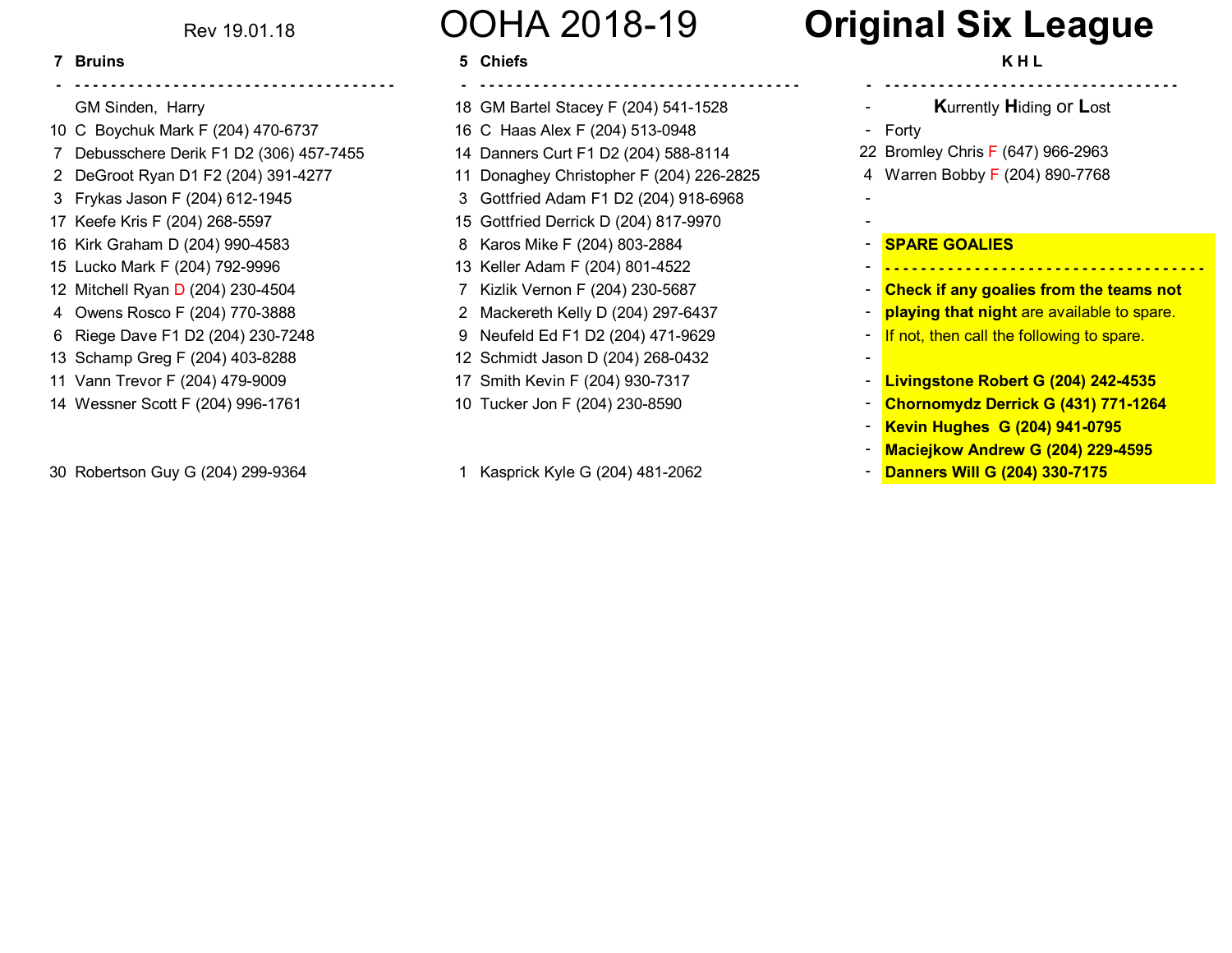Rev 19.01.18

# OOHA 2018-19 **Original Six League**

**7 Bruins**

GM Sinden, Harry

| # | Player |
|---|---|
| 10 | C Boychuk Mark F (204) 470-6737 |
| 7 | Debusschere Derik F1 D2 (306) 457-7455 |
| 2 | DeGroot Ryan D1 F2 (204) 391-4277 |
| 3 | Frykas Jason F (204) 612-1945 |
| 17 | Keefe Kris F (204) 268-5597 |
| 16 | Kirk Graham D (204) 990-4583 |
| 15 | Lucko Mark F (204) 792-9996 |
| 12 | Mitchell Ryan D (204) 230-4504 |
| 4 | Owens Rosco F (204) 770-3888 |
| 6 | Riege Dave F1 D2 (204) 230-7248 |
| 13 | Schamp Greg F (204) 403-8288 |
| 11 | Vann Trevor F (204) 479-9009 |
| 14 | Wessner Scott F (204) 996-1761 |
| 30 | Robertson Guy G (204) 299-9364 |

**5 Chiefs**

| # | Player |
|---|---|
| 18 | GM Bartel Stacey F (204) 541-1528 |
| 16 | C Haas Alex F (204) 513-0948 |
| 14 | Danners Curt F1 D2 (204) 588-8114 |
| 11 | Donaghey Christopher F (204) 226-2825 |
| 3 | Gottfried Adam F1 D2 (204) 918-6968 |
| 15 | Gottfried Derrick D (204) 817-9970 |
| 8 | Karos Mike F (204) 803-2884 |
| 13 | Keller Adam F (204) 801-4522 |
| 7 | Kizlik Vernon F (204) 230-5687 |
| 2 | Mackereth Kelly D (204) 297-6437 |
| 9 | Neufeld Ed F1 D2 (204) 471-9629 |
| 12 | Schmidt Jason D (204) 268-0432 |
| 17 | Smith Kevin F (204) 930-7317 |
| 10 | Tucker Jon F (204) 230-8590 |
| 1 | Kasprick Kyle G (204) 481-2062 |

**K H L**

**K**urrently **H**iding or **L**ost

| # | Player |
|---|---|
| - | Forty |
| 22 | Bromley Chris F (647) 966-2963 |
| 4 | Warren Bobby F (204) 890-7768 |

**SPARE GOALIES**

**Check if any goalies from the teams not playing that night** are available to spare.
If not, then call the following to spare.

**Livingstone Robert G (204) 242-4535**
**Chornomydz Derrick G (431) 771-1264**
**Kevin Hughes G (204) 941-0795**
**Maciejkow Andrew G (204) 229-4595**
**Danners Will G (204) 330-7175**